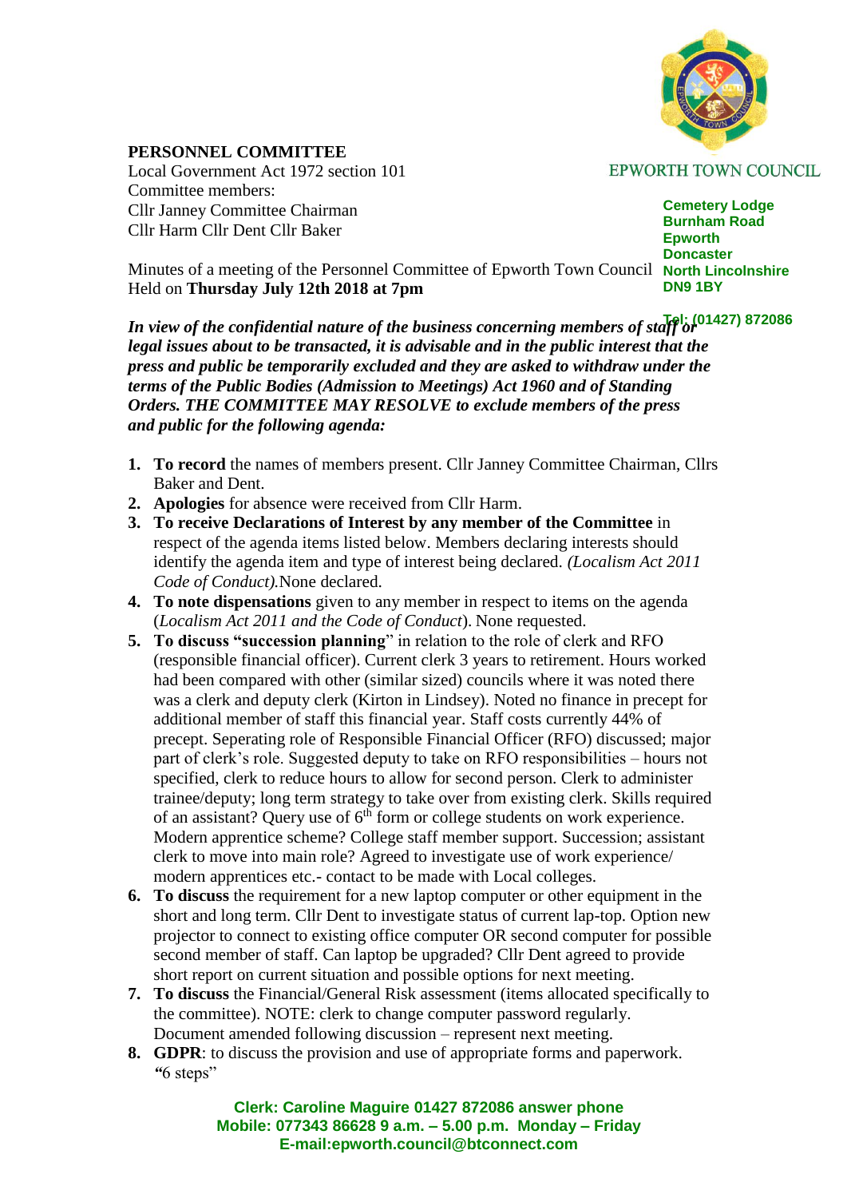EPWORTH TOWN COUNCIL

Cemetery Lodge
Burnham Road
Epworth
Doncaster
North Lincolnshire
DN9 1BY

Tel: (01427) 872086

**PERSONNEL COMMITTEE**
Local Government Act 1972 section 101
Committee members:
Cllr Janney Committee Chairman
Cllr Harm Cllr Dent Cllr Baker

Minutes of a meeting of the Personnel Committee of Epworth Town Council
Held on **Thursday July 12th 2018 at 7pm**

***In view of the confidential nature of the business concerning members of staff or legal issues about to be transacted, it is advisable and in the public interest that the press and public be temporarily excluded and they are asked to withdraw under the terms of the Public Bodies (Admission to Meetings) Act 1960 and of Standing Orders. THE COMMITTEE MAY RESOLVE to exclude members of the press and public for the following agenda:***

1. **To record** the names of members present. Cllr Janney Committee Chairman, Cllrs Baker and Dent.
2. **Apologies** for absence were received from Cllr Harm.
3. **To receive Declarations of Interest by any member of the Committee** in respect of the agenda items listed below. Members declaring interests should identify the agenda item and type of interest being declared. *(Localism Act 2011 Code of Conduct).*None declared.
4. **To note dispensations** given to any member in respect to items on the agenda (*Localism Act 2011 and the Code of Conduct*). None requested.
5. **To discuss "succession planning**" in relation to the role of clerk and RFO (responsible financial officer). Current clerk 3 years to retirement. Hours worked had been compared with other (similar sized) councils where it was noted there was a clerk and deputy clerk (Kirton in Lindsey). Noted no finance in precept for additional member of staff this financial year. Staff costs currently 44% of precept. Seperating role of Responsible Financial Officer (RFO) discussed; major part of clerk's role. Suggested deputy to take on RFO responsibilities – hours not specified, clerk to reduce hours to allow for second person. Clerk to administer trainee/deputy; long term strategy to take over from existing clerk. Skills required of an assistant? Query use of 6th form or college students on work experience. Modern apprentice scheme? College staff member support. Succession; assistant clerk to move into main role? Agreed to investigate use of work experience/ modern apprentices etc.- contact to be made with Local colleges.
6. **To discuss** the requirement for a new laptop computer or other equipment in the short and long term. Cllr Dent to investigate status of current lap-top. Option new projector to connect to existing office computer OR second computer for possible second member of staff. Can laptop be upgraded? Cllr Dent agreed to provide short report on current situation and possible options for next meeting.
7. **To discuss** the Financial/General Risk assessment (items allocated specifically to the committee). NOTE: clerk to change computer password regularly. Document amended following discussion – represent next meeting.
8. **GDPR**: to discuss the provision and use of appropriate forms and paperwork. **"**6 steps"

Clerk: Caroline Maguire 01427 872086 answer phone
Mobile: 077343 86628 9 a.m. – 5.00 p.m. Monday – Friday
E-mail:epworth.council@btconnect.com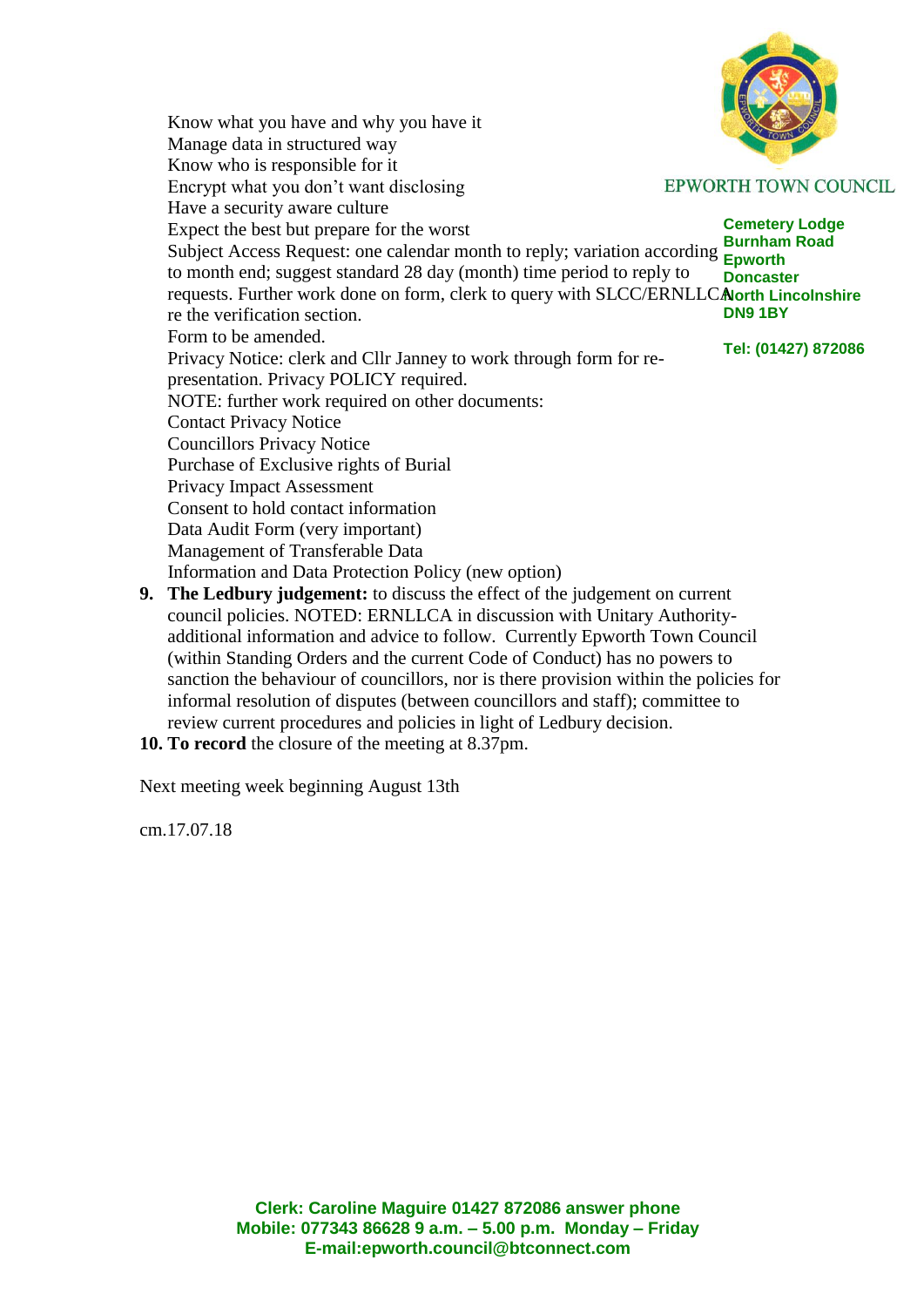EPWORTH TOWN COUNCIL

Cemetery Lodge
Burnham Road
Epworth
Doncaster
North Lincolnshire
DN9 1BY

Tel: (01427) 872086

Know what you have and why you have it
Manage data in structured way
Know who is responsible for it
Encrypt what you don't want disclosing
Have a security aware culture
Expect the best but prepare for the worst
Subject Access Request: one calendar month to reply; variation according to month end; suggest standard 28 day (month) time period to reply to requests. Further work done on form, clerk to query with SLCC/ERNLLCA re the verification section.
Form to be amended.
Privacy Notice: clerk and Cllr Janney to work through form for re-presentation. Privacy POLICY required.
NOTE: further work required on other documents:
Contact Privacy Notice
Councillors Privacy Notice
Purchase of Exclusive rights of Burial
Privacy Impact Assessment
Consent to hold contact information
Data Audit Form (very important)
Management of Transferable Data
Information and Data Protection Policy (new option)

9. **The Ledbury judgement:** to discuss the effect of the judgement on current council policies. NOTED: ERNLLCA in discussion with Unitary Authority- additional information and advice to follow. Currently Epworth Town Council (within Standing Orders and the current Code of Conduct) has no powers to sanction the behaviour of councillors, nor is there provision within the policies for informal resolution of disputes (between councillors and staff); committee to review current procedures and policies in light of Ledbury decision.
10. **To record** the closure of the meeting at 8.37pm.

Next meeting week beginning August 13th

cm.17.07.18

**Clerk: Caroline Maguire 01427 872086 answer phone**
**Mobile: 077343 86628 9 a.m. – 5.00 p.m. Monday – Friday**
**E-mail:epworth.council@btconnect.com**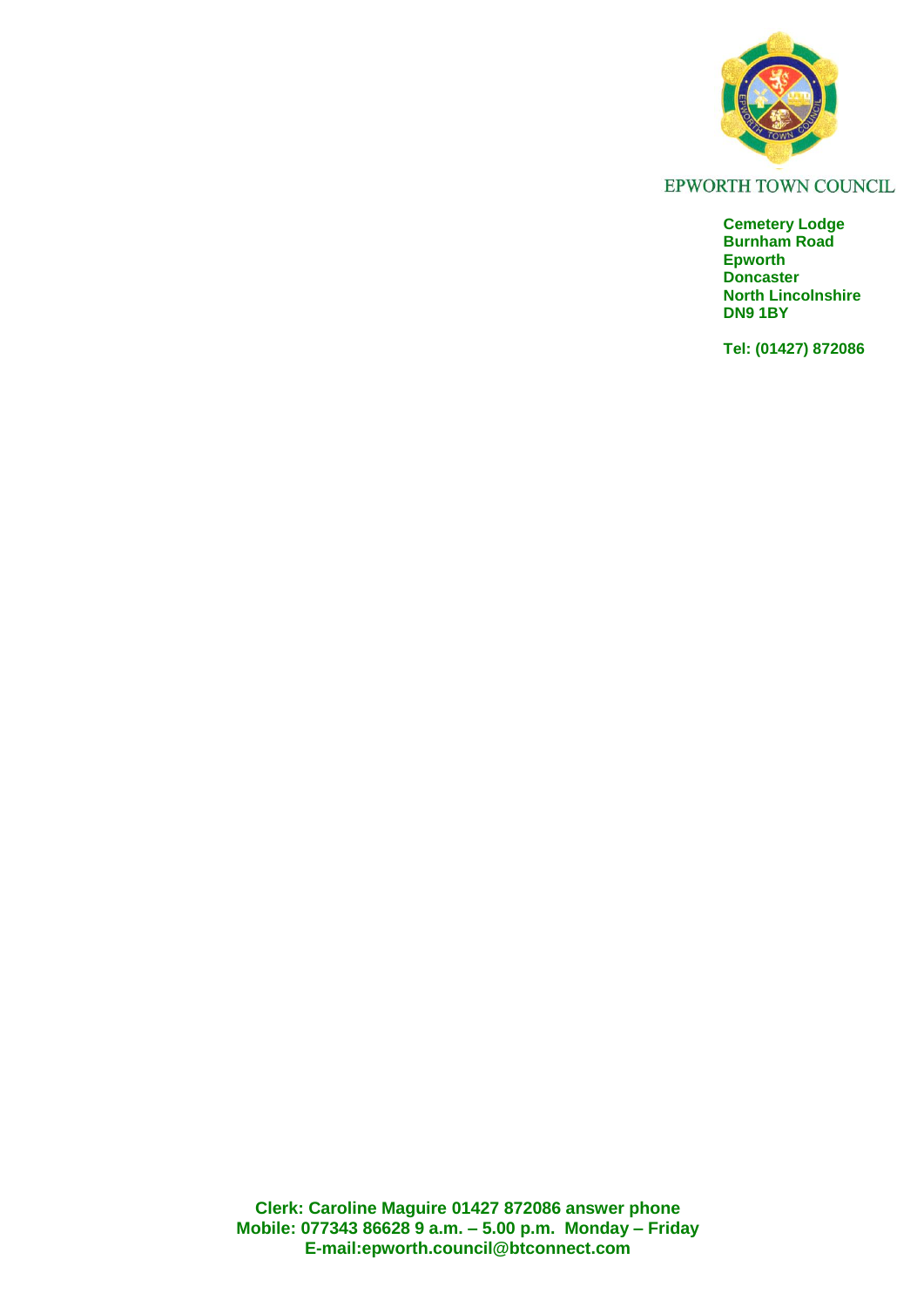EPWORTH TOWN COUNCIL

**Cemetery Lodge**
**Burnham Road**
**Epworth**
**Doncaster**
**North Lincolnshire**
**DN9 1BY**

**Tel: (01427) 872086**

**Clerk: Caroline Maguire 01427 872086 answer phone**
**Mobile: 077343 86628 9 a.m. – 5.00 p.m. Monday – Friday**
**E-mail:epworth.council@btconnect.com**